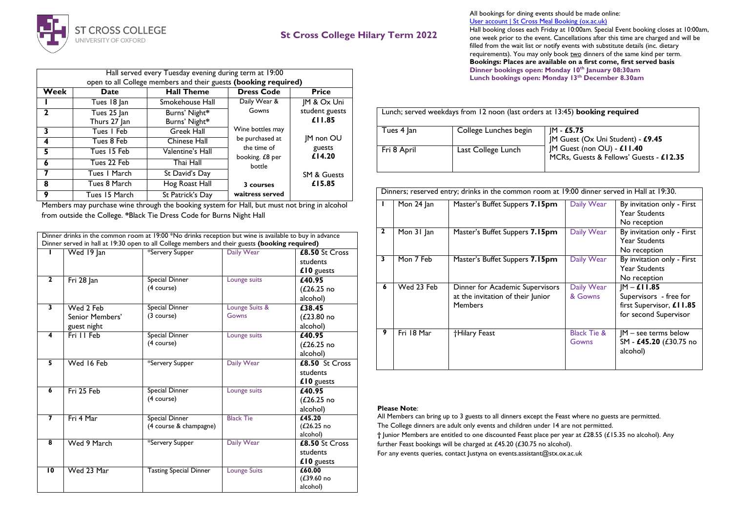# St Cross College Hilary Term 2022

ST CROSS COLLEGE
UNIVERSITY OF OXFORD

| Hall served every Tuesday evening during term at 19:00 open to all College members and their guests **(booking required)** | | | | |
|---|---|---|---|---|
| **Week** | **Date** | **Hall Theme** | **Dress Code** | **Price** |
| 1 | Tues 18 Jan | Smokehouse Hall | Daily Wear & Gowns | JM & Ox Uni student guests **£11.85** |
| 2 | Tues 25 Jan<br>Thurs 27 Jan | Burns' Night*<br>Burns' Night* | | |
| 3 | Tues 1 Feb | Greek Hall | Wine bottles may be purchased at the time of booking. £8 per bottle | JM non OU guests **£14.20** |
| 4 | Tues 8 Feb | Chinese Hall | | |
| 5 | Tues 15 Feb | Valentine's Hall | | |
| 6 | Tues 22 Feb | Thai Hall | | |
| 7 | Tues 1 March | St David's Day | | SM & Guests **£15.85** |
| 8 | Tues 8 March | Hog Roast Hall | **3 courses** | |
| 9 | Tues 15 March | St Patrick's Day | **waitress served** | |

Members may purchase wine through the booking system for Hall, but must not bring in alcohol from outside the College. *Black Tie Dress Code for Burns Night Hall

| Dinner drinks in the common room at 19:00 *No drinks reception but wine is available to buy in advance. Dinner served in hall at 19:30 open to all College members and their guests **(booking required)** | | | | |
|---|---|---|---|---|
| 1 | Wed 19 Jan | *Servery Supper | Daily Wear | **£8.50** St Cross students **£10** guests |
| 2 | Fri 28 Jan | Special Dinner (4 course) | Lounge suits | **£40.95** (£26.25 no alcohol) |
| 3 | Wed 2 Feb Senior Members' guest night | Special Dinner (3 course) | Lounge Suits & Gowns | **£38.45** (£23.80 no alcohol) |
| 4 | Fri 11 Feb | Special Dinner (4 course) | Lounge suits | **£40.95** (£26.25 no alcohol) |
| 5 | Wed 16 Feb | *Servery Supper | Daily Wear | **£8.50** St Cross students **£10** guests |
| 6 | Fri 25 Feb | Special Dinner (4 course) | Lounge suits | **£40.95** (£26.25 no alcohol) |
| 7 | Fri 4 Mar | Special Dinner (4 course & champagne) | Black Tie | **£45.20** (£26.25 no alcohol) |
| 8 | Wed 9 March | *Servery Supper | Daily Wear | **£8.50** St Cross students **£10** guests |
| 10 | Wed 23 Mar | Tasting Special Dinner | Lounge Suits | **£60.00** (£39.60 no alcohol) |

All bookings for dining events should be made online:
User account | St Cross Meal Booking (ox.ac.uk)

Hall booking closes each Friday at 10:00am. Special Event booking closes at 10:00am, one week prior to the event. Cancellations after this time are charged and will be filled from the wait list or notify events with substitute details (inc. dietary requirements). You may only book two dinners of the same kind per term.

**Bookings: Places are available on a first come, first served basis**

**Dinner bookings open: Monday 10th January 08:30am**

**Lunch bookings open: Monday 13th December 8.30am**

| Lunch; served weekdays from 12 noon (last orders at 13:45) **booking required** | | |
|---|---|---|
| Tues 4 Jan | College Lunches begin | JM - **£5.75**<br>JM Guest (Ox Uni Student) - **£9.45**<br>JM Guest (non OU) - **£11.40**<br>MCRs, Guests & Fellows' Guests - **£12.35** |
| Fri 8 April | Last College Lunch | |

| Dinners; reserved entry; drinks in the common room at 19:00 dinner served in Hall at 19:30. | | | | |
|---|---|---|---|---|
| 1 | Mon 24 Jan | Master's Buffet Suppers **7.15pm** | Daily Wear | By invitation only - First Year Students No reception |
| 2 | Mon 31 Jan | Master's Buffet Suppers **7.15pm** | Daily Wear | By invitation only - First Year Students No reception |
| 3 | Mon 7 Feb | Master's Buffet Suppers **7.15pm** | Daily Wear | By invitation only - First Year Students No reception |
| 6 | Wed 23 Feb | Dinner for Academic Supervisors at the invitation of their Junior Members | Daily Wear & Gowns | JM – **£11.85** Supervisors - free for first Supervisor, **£11.85** for second Supervisor |
| 9 | Fri 18 Mar | †Hilary Feast | Black Tie & Gowns | JM – see terms below SM - **£45.20** (£30.75 no alcohol) |

**Please Note**:

All Members can bring up to 3 guests to all dinners except the Feast where no guests are permitted.

The College dinners are adult only events and children under 14 are not permitted.

† Junior Members are entitled to one discounted Feast place per year at £28.55 (£15.35 no alcohol). Any further Feast bookings will be charged at £45.20 (£30.75 no alcohol).

For any events queries, contact Justyna on events.assistant@stx.ox.ac.uk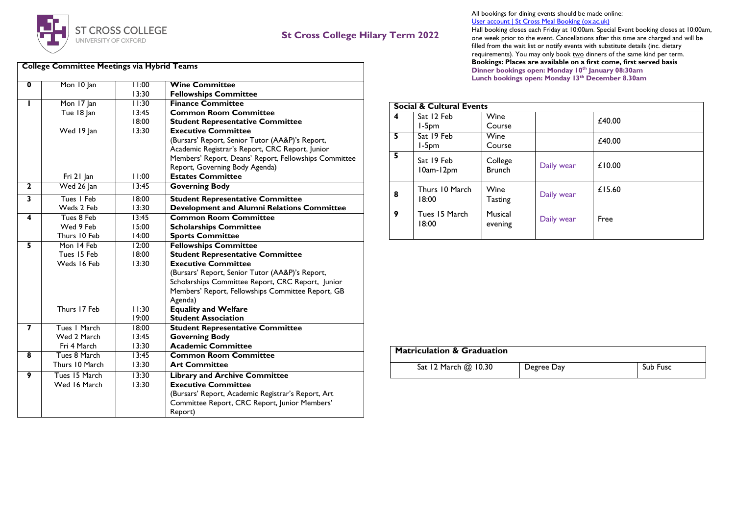ST CROSS COLLEGE
UNIVERSITY OF OXFORD

# St Cross College Hilary Term 2022

All bookings for dining events should be made online:
[User account | St Cross Meal Booking (ox.ac.uk)]

Hall booking closes each Friday at 10:00am. Special Event booking closes at 10:00am, one week prior to the event. Cancellations after this time are charged and will be filled from the wait list or notify events with substitute details (inc. dietary requirements). You may only book two dinners of the same kind per term.

**Bookings: Places are available on a first come, first served basis**
**Dinner bookings open: Monday 10th January 08:30am**
**Lunch bookings open: Monday 13th December 8.30am**

## College Committee Meetings via Hybrid Teams

| | | | |
|---|---|---|---|
| 0 | Mon 10 Jan | 11:00 | **Wine Committee** |
| | | 13:30 | **Fellowships Committee** |
| 1 | Mon 17 Jan | 11:30 | **Finance Committee** |
| | Tue 18 Jan | 13:45 | **Common Room Committee** |
| | | 18:00 | **Student Representative Committee** |
| | Wed 19 Jan | 13:30 | **Executive Committee** (Bursars' Report, Senior Tutor (AA&P)'s Report, Academic Registrar's Report, CRC Report, Junior Members' Report, Deans' Report, Fellowships Committee Report, Governing Body Agenda) |
| | Fri 21 Jan | 11:00 | **Estates Committee** |
| 2 | Wed 26 Jan | 13:45 | **Governing Body** |
| 3 | Tues 1 Feb | 18:00 | **Student Representative Committee** |
| | Weds 2 Feb | 13:30 | **Development and Alumni Relations Committee** |
| 4 | Tues 8 Feb | 13:45 | **Common Room Committee** |
| | Wed 9 Feb | 15:00 | **Scholarships Committee** |
| | Thurs 10 Feb | 14:00 | **Sports Committee** |
| 5 | Mon 14 Feb | 12:00 | **Fellowships Committee** |
| | Tues 15 Feb | 18:00 | **Student Representative Committee** |
| | Weds 16 Feb | 13:30 | **Executive Committee** (Bursars' Report, Senior Tutor (AA&P)'s Report, Scholarships Committee Report, CRC Report, Junior Members' Report, Fellowships Committee Report, GB Agenda) |
| | Thurs 17 Feb | 11:30 | **Equality and Welfare** |
| | | 19:00 | **Student Association** |
| 7 | Tues 1 March | 18:00 | **Student Representative Committee** |
| | Wed 2 March | 13:45 | **Governing Body** |
| | Fri 4 March | 13:30 | **Academic Committee** |
| 8 | Tues 8 March | 13:45 | **Common Room Committee** |
| | Thurs 10 March | 13:30 | **Art Committee** |
| 9 | Tues 15 March | 13:30 | **Library and Archive Committee** |
| | Wed 16 March | 13:30 | **Executive Committee** (Bursars' Report, Academic Registrar's Report, Art Committee Report, CRC Report, Junior Members' Report) |

## Social & Cultural Events

| | | | | |
|---|---|---|---|---|
| 4 | Sat 12 Feb 1-5pm | Wine Course | | £40.00 |
| 5 | Sat 19 Feb 1-5pm | Wine Course | | £40.00 |
| 5 | Sat 19 Feb 10am-12pm | College Brunch | Daily wear | £10.00 |
| 8 | Thurs 10 March 18:00 | Wine Tasting | Daily wear | £15.60 |
| 9 | Tues 15 March 18:00 | Musical evening | Daily wear | Free |

## Matriculation & Graduation

| | | |
|---|---|---|
| Sat 12 March @ 10.30 | Degree Day | Sub Fusc |